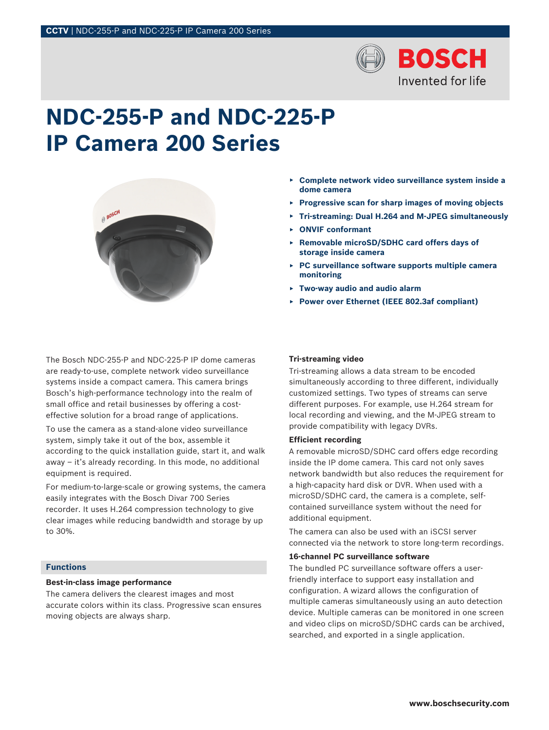# NDC-255-P and NDC-225-P IP Camera 200 Series

- Complete network video surveillance system inside a dome camera
- Progressive scan for sharp images of moving objects
- Tri-streaming: Dual H.264 and M-JPEG simultaneously
- ONVIF conformant
- Removable microSD/SDHC card offers days of storage inside camera
- PC surveillance software supports multiple camera monitoring
- Two-way audio and audio alarm
- Power over Ethernet (IEEE 802.3af compliant)

The Bosch NDC-255-P and NDC-225-P IP dome cameras are ready-to-use, complete network video surveillance systems inside a compact camera. This camera brings Bosch's high-performance technology into the realm of small office and retail businesses by offering a cost-effective solution for a broad range of applications.

To use the camera as a stand-alone video surveillance system, simply take it out of the box, assemble it according to the quick installation guide, start it, and walk away – it's already recording. In this mode, no additional equipment is required.

For medium-to-large-scale or growing systems, the camera easily integrates with the Bosch Divar 700 Series recorder. It uses H.264 compression technology to give clear images while reducing bandwidth and storage by up to 30%.

## Functions

### Best-in-class image performance

The camera delivers the clearest images and most accurate colors within its class. Progressive scan ensures moving objects are always sharp.

### Tri-streaming video

Tri-streaming allows a data stream to be encoded simultaneously according to three different, individually customized settings. Two types of streams can serve different purposes. For example, use H.264 stream for local recording and viewing, and the M-JPEG stream to provide compatibility with legacy DVRs.

### Efficient recording

A removable microSD/SDHC card offers edge recording inside the IP dome camera. This card not only saves network bandwidth but also reduces the requirement for a high-capacity hard disk or DVR. When used with a microSD/SDHC card, the camera is a complete, self-contained surveillance system without the need for additional equipment.

The camera can also be used with an iSCSI server connected via the network to store long-term recordings.

### 16-channel PC surveillance software

The bundled PC surveillance software offers a user-friendly interface to support easy installation and configuration. A wizard allows the configuration of multiple cameras simultaneously using an auto detection device. Multiple cameras can be monitored in one screen and video clips on microSD/SDHC cards can be archived, searched, and exported in a single application.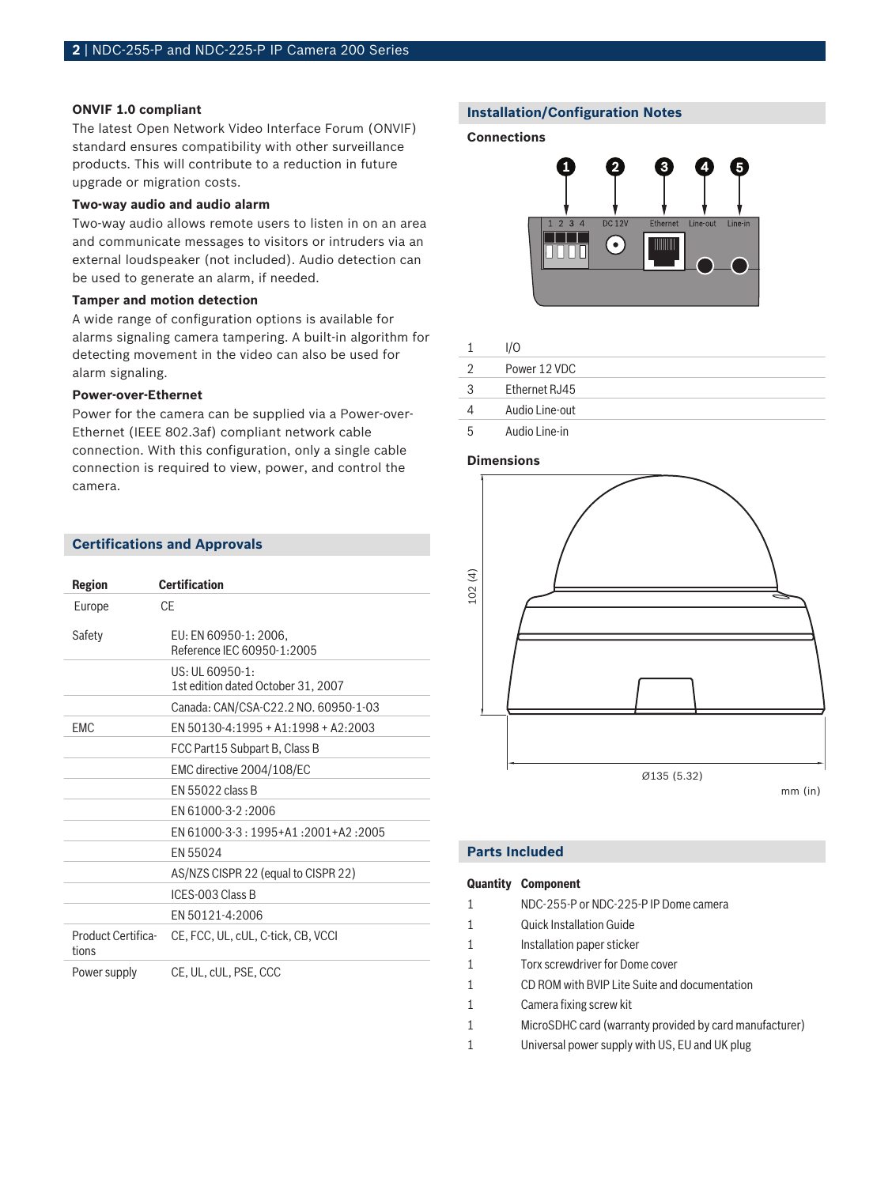**ONVIF 1.0 compliant**

The latest Open Network Video Interface Forum (ONVIF) standard ensures compatibility with other surveillance products. This will contribute to a reduction in future upgrade or migration costs.

**Two-way audio and audio alarm**

Two-way audio allows remote users to listen in on an area and communicate messages to visitors or intruders via an external loudspeaker (not included). Audio detection can be used to generate an alarm, if needed.

**Tamper and motion detection**

A wide range of configuration options is available for alarms signaling camera tampering. A built-in algorithm for detecting movement in the video can also be used for alarm signaling.

**Power-over-Ethernet**

Power for the camera can be supplied via a Power-over-Ethernet (IEEE 802.3af) compliant network cable connection. With this configuration, only a single cable connection is required to view, power, and control the camera.

## Certifications and Approvals

| Region | Certification |
|---|---|
| Europe | CE |
| Safety | EU: EN 60950-1: 2006, Reference IEC 60950-1:2005 |
| | US: UL 60950-1: 1st edition dated October 31, 2007 |
| | Canada: CAN/CSA-C22.2 NO. 60950-1-03 |
| EMC | EN 50130-4:1995 + A1:1998 + A2:2003 |
| | FCC Part15 Subpart B, Class B |
| | EMC directive 2004/108/EC |
| | EN 55022 class B |
| | EN 61000-3-2 :2006 |
| | EN 61000-3-3 : 1995+A1 :2001+A2 :2005 |
| | EN 55024 |
| | AS/NZS CISPR 22 (equal to CISPR 22) |
| | ICES-003 Class B |
| | EN 50121-4:2006 |
| Product Certifications | CE, FCC, UL, cUL, C-tick, CB, VCCI |
| Power supply | CE, UL, cUL, PSE, CCC |

## Installation/Configuration Notes

**Connections**

| | |
|---|---|
| 1 | I/O |
| 2 | Power 12 VDC |
| 3 | Ethernet RJ45 |
| 4 | Audio Line-out |
| 5 | Audio Line-in |

**Dimensions**

102 (4)

Ø135 (5.32)

mm (in)

## Parts Included

| Quantity | Component |
|---|---|
| 1 | NDC-255-P or NDC-225-P IP Dome camera |
| 1 | Quick Installation Guide |
| 1 | Installation paper sticker |
| 1 | Torx screwdriver for Dome cover |
| 1 | CD ROM with BVIP Lite Suite and documentation |
| 1 | Camera fixing screw kit |
| 1 | MicroSDHC card (warranty provided by card manufacturer) |
| 1 | Universal power supply with US, EU and UK plug |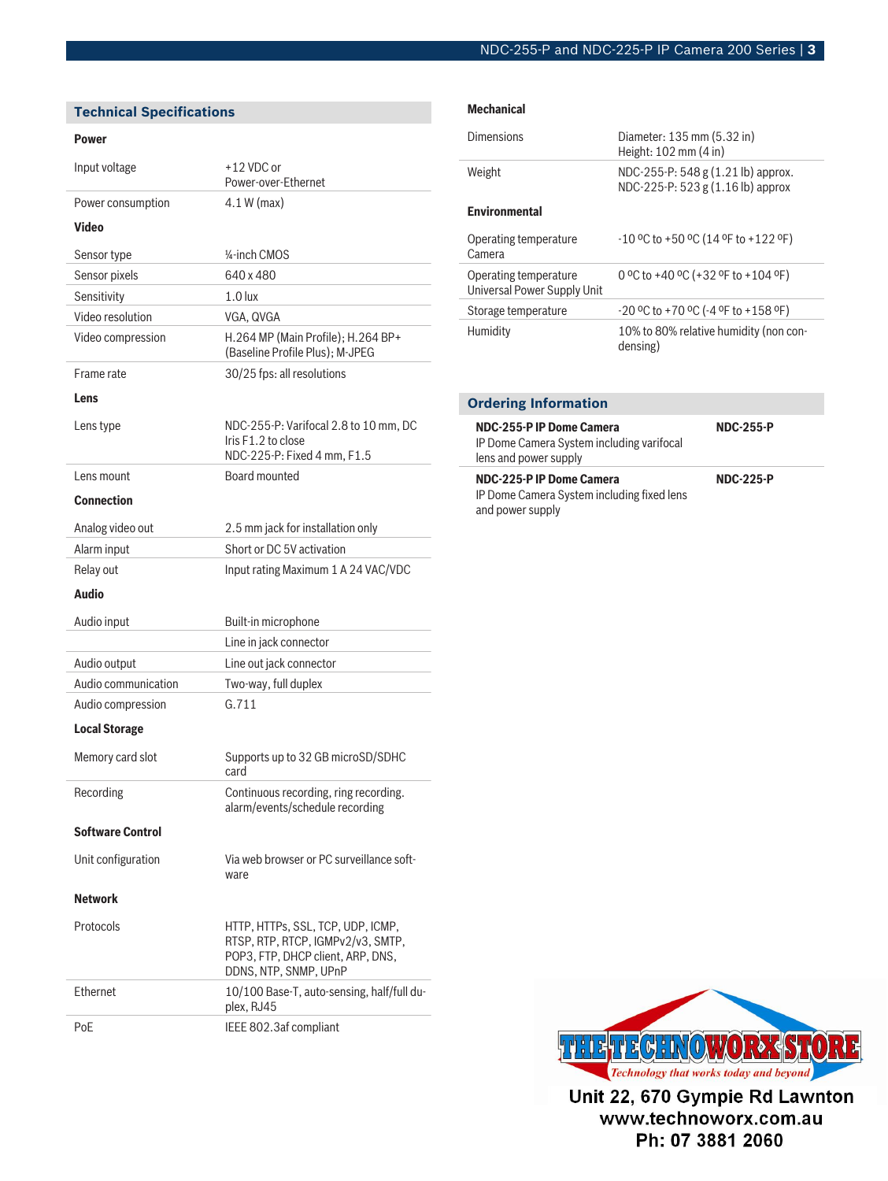## Technical Specifications

### Power

| | |
|---|---|
| Input voltage | +12 VDC or Power-over-Ethernet |
| Power consumption | 4.1 W (max) |

### Video

| | |
|---|---|
| Sensor type | ¼-inch CMOS |
| Sensor pixels | 640 x 480 |
| Sensitivity | 1.0 lux |
| Video resolution | VGA, QVGA |
| Video compression | H.264 MP (Main Profile); H.264 BP+ (Baseline Profile Plus); M-JPEG |
| Frame rate | 30/25 fps: all resolutions |

### Lens

| | |
|---|---|
| Lens type | NDC-255-P: Varifocal 2.8 to 10 mm, DC Iris F1.2 to close<br>NDC-225-P: Fixed 4 mm, F1.5 |
| Lens mount | Board mounted |

### Connection

| | |
|---|---|
| Analog video out | 2.5 mm jack for installation only |
| Alarm input | Short or DC 5V activation |
| Relay out | Input rating Maximum 1 A 24 VAC/VDC |

### Audio

| | |
|---|---|
| Audio input | Built-in microphone |
| | Line in jack connector |
| Audio output | Line out jack connector |
| Audio communication | Two-way, full duplex |
| Audio compression | G.711 |

### Local Storage

| | |
|---|---|
| Memory card slot | Supports up to 32 GB microSD/SDHC card |
| Recording | Continuous recording, ring recording. alarm/events/schedule recording |

### Software Control

| | |
|---|---|
| Unit configuration | Via web browser or PC surveillance software |

### Network

| | |
|---|---|
| Protocols | HTTP, HTTPs, SSL, TCP, UDP, ICMP, RTSP, RTP, RTCP, IGMPv2/v3, SMTP, POP3, FTP, DHCP client, ARP, DNS, DDNS, NTP, SNMP, UPnP |
| Ethernet | 10/100 Base-T, auto-sensing, half/full duplex, RJ45 |
| PoE | IEEE 802.3af compliant |

### Mechanical

| | |
|---|---|
| Dimensions | Diameter: 135 mm (5.32 in)<br>Height: 102 mm (4 in) |
| Weight | NDC-255-P: 548 g (1.21 lb) approx.<br>NDC-225-P: 523 g (1.16 lb) approx |

### Environmental

| | |
|---|---|
| Operating temperature Camera | -10 ºC to +50 ºC (14 ºF to +122 ºF) |
| Operating temperature Universal Power Supply Unit | 0 ºC to +40 ºC (+32 ºF to +104 ºF) |
| Storage temperature | -20 ºC to +70 ºC (-4 ºF to +158 ºF) |
| Humidity | 10% to 80% relative humidity (non condensing) |

## Ordering Information

| | |
|---|---|
| **NDC-255-P IP Dome Camera**<br>IP Dome Camera System including varifocal lens and power supply | **NDC-255-P** |
| **NDC-225-P IP Dome Camera**<br>IP Dome Camera System including fixed lens and power supply | **NDC-225-P** |

THE TECHNOWORX STORE
*Technology that works today and beyond*
Unit 22, 670 Gympie Rd Lawnton
www.technoworx.com.au
Ph: 07 3881 2060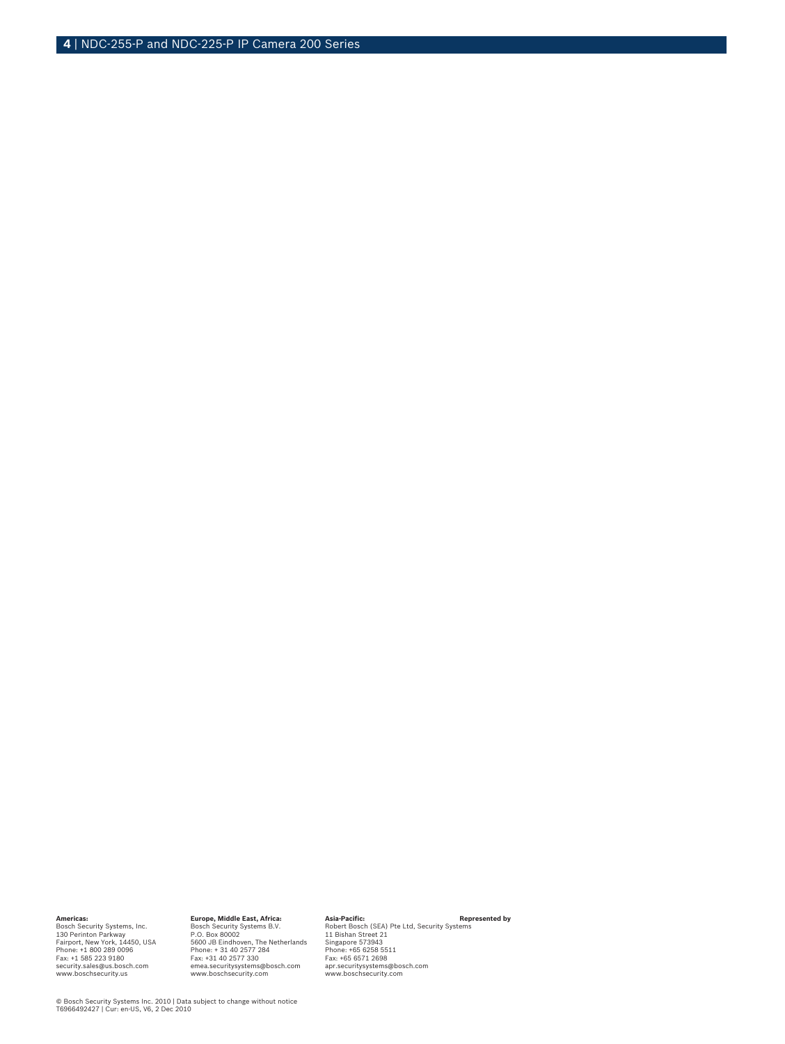**Americas:**
Bosch Security Systems, Inc.
130 Perinton Parkway
Fairport, New York, 14450, USA
Phone: +1 800 289 0096
Fax: +1 585 223 9180
security.sales@us.bosch.com
www.boschsecurity.us

**Europe, Middle East, Africa:**
Bosch Security Systems B.V.
P.O. Box 80002
5600 JB Eindhoven, The Netherlands
Phone: + 31 40 2577 284
Fax: +31 40 2577 330
emea.securitysystems@bosch.com
www.boschsecurity.com

**Asia-Pacific:**
Robert Bosch (SEA) Pte Ltd, Security Systems
11 Bishan Street 21
Singapore 573943
Phone: +65 6258 5511
Fax: +65 6571 2698
apr.securitysystems@bosch.com
www.boschsecurity.com

**Represented by**

© Bosch Security Systems Inc. 2010 | Data subject to change without notice
T6966492427 | Cur: en-US, V6, 2 Dec 2010